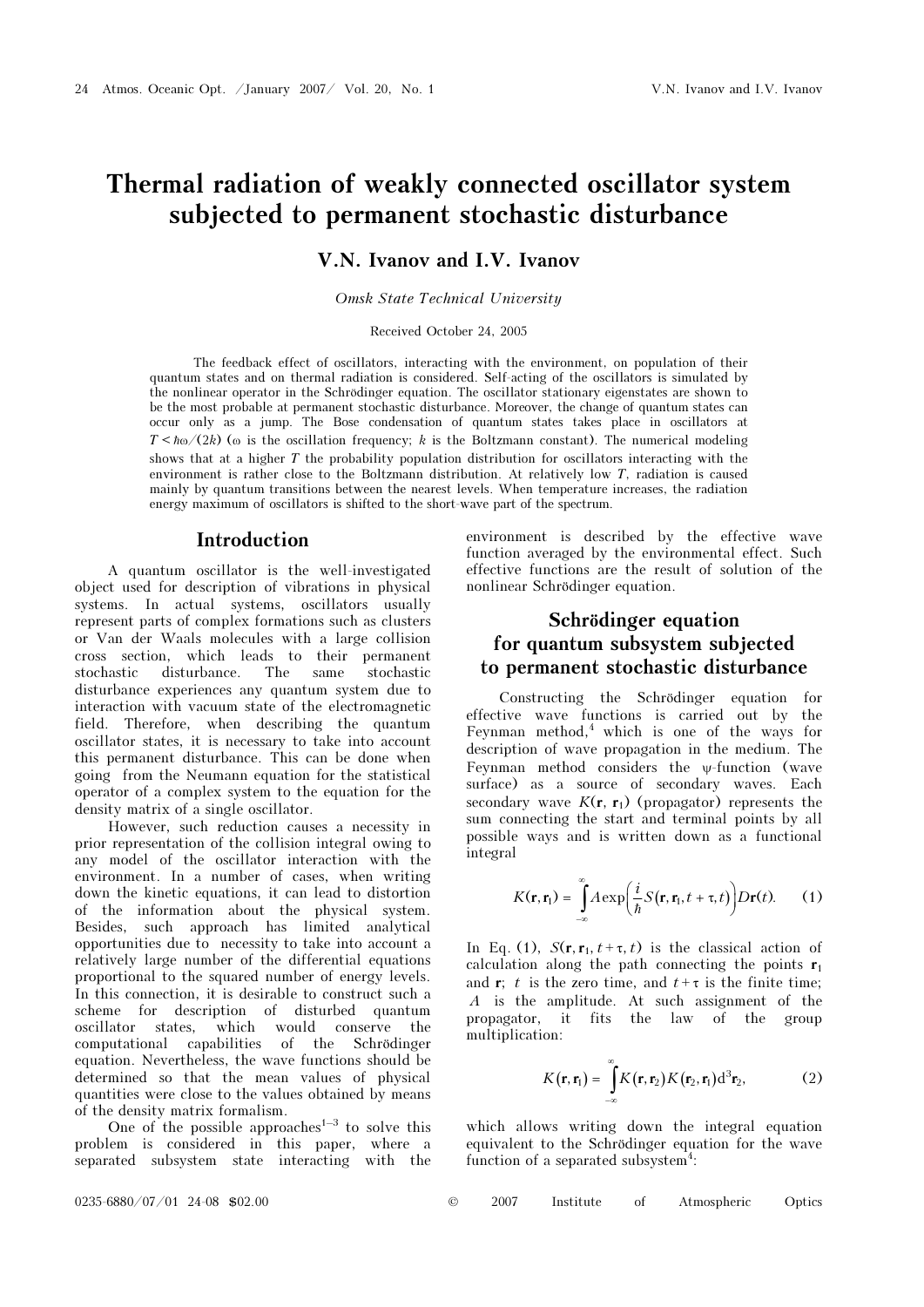# Thermal radiation of weakly connected oscillator system subjected to permanent stochastic disturbance

**V.N. Ivanov and I.V. Ivanov**

*Omsk State Technical University*

Received October 24, 2005

The feedback effect of oscillators, interacting with the environment, on population of their quantum states and on thermal radiation is considered. Self-acting of the oscillators is simulated by the nonlinear operator in the Schrödinger equation. The oscillator stationary eigenstates are shown to be the most probable at permanent stochastic disturbance. Moreover, the change of quantum states can occur only as a jump. The Bose condensation of quantum states takes place in oscillators at $T < \hbar\omega/(2k)$ ($\omega$ is the oscillation frequency; $k$ is the Boltzmann constant). The numerical modeling shows that at a higher $T$ the probability population distribution for oscillators interacting with the environment is rather close to the Boltzmann distribution. At relatively low $T$, radiation is caused mainly by quantum transitions between the nearest levels. When temperature increases, the radiation energy maximum of oscillators is shifted to the short-wave part of the spectrum.

## Introduction

A quantum oscillator is the well-investigated object used for description of vibrations in physical systems. In actual systems, oscillators usually represent parts of complex formations such as clusters or Van der Waals molecules with a large collision cross section, which leads to their permanent stochastic disturbance. The same stochastic disturbance experiences any quantum system due to interaction with vacuum state of the electromagnetic field. Therefore, when describing the quantum oscillator states, it is necessary to take into account this permanent disturbance. This can be done when going from the Neumann equation for the statistical operator of a complex system to the equation for the density matrix of a single oscillator.

However, such reduction causes a necessity in prior representation of the collision integral owing to any model of the oscillator interaction with the environment. In a number of cases, when writing down the kinetic equations, it can lead to distortion of the information about the physical system. Besides, such approach has limited analytical opportunities due to necessity to take into account a relatively large number of the differential equations proportional to the squared number of energy levels. In this connection, it is desirable to construct such a scheme for description of disturbed quantum oscillator states, which would conserve the computational capabilities of the Schrödinger equation. Nevertheless, the wave functions should be determined so that the mean values of physical quantities were close to the values obtained by means of the density matrix formalism.

One of the possible approaches[1–3] to solve this problem is considered in this paper, where a separated subsystem state interacting with the environment is described by the effective wave function averaged by the environmental effect. Such effective functions are the result of solution of the nonlinear Schrödinger equation.

## Schrödinger equation for quantum subsystem subjected to permanent stochastic disturbance

Constructing the Schrödinger equation for effective wave functions is carried out by the Feynman method,[4] which is one of the ways for description of wave propagation in the medium. The Feynman method considers the $\psi$-function (wave surface) as a source of secondary waves. Each secondary wave $K(\mathbf{r}, \mathbf{r}_1)$ (propagator) represents the sum connecting the start and terminal points by all possible ways and is written down as a functional integral

$$K(\mathbf{r},\mathbf{r}_1) = \int_{-\infty}^{\infty} A\exp\left(\frac{i}{\hbar}S(\mathbf{r},\mathbf{r}_1,t+\tau,t)\right)D\mathbf{r}(t). \quad (1)$$

In Eq. (1), $S(\mathbf{r},\mathbf{r}_1,t+\tau,t)$ is the classical action of calculation along the path connecting the points $\mathbf{r}_1$ and $\mathbf{r}$; $t$ is the zero time, and $t+\tau$ is the finite time; $A$ is the amplitude. At such assignment of the propagator, it fits the law of the group multiplication:

$$K(\mathbf{r},\mathbf{r}_1) = \int_{-\infty}^{\infty} K(\mathbf{r},\mathbf{r}_2)K(\mathbf{r}_2,\mathbf{r}_1)\mathrm{d}^3\mathbf{r}_2, \quad (2)$$

which allows writing down the integral equation equivalent to the Schrödinger equation for the wave function of a separated subsystem[4]: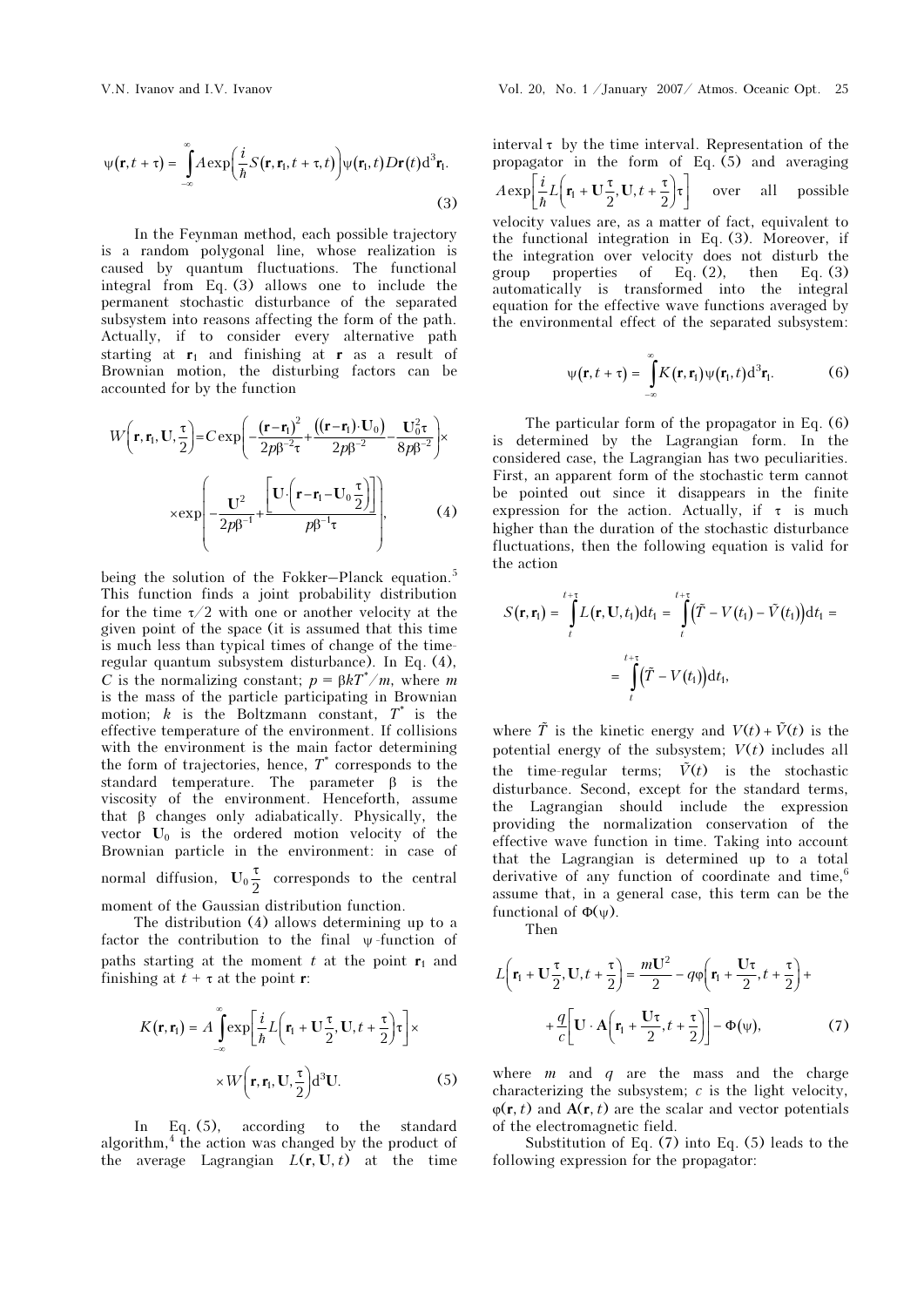$$\psi(\mathbf{r}, t+\tau) = \int_{-\infty}^{\infty} A \exp\left(\frac{i}{\hbar} S(\mathbf{r}, \mathbf{r}_1, t+\tau, t)\right) \psi(\mathbf{r}_1, t) D\mathbf{r}(t) \mathrm{d}^3\mathbf{r}_1. \tag{3}$$

In the Feynman method, each possible trajectory is a random polygonal line, whose realization is caused by quantum fluctuations. The functional integral from Eq. (3) allows one to include the permanent stochastic disturbance of the separated subsystem into reasons affecting the form of the path. Actually, if to consider every alternative path starting at $\mathbf{r}_1$ and finishing at $\mathbf{r}$ as a result of Brownian motion, the disturbing factors can be accounted for by the function

$$W\left(\mathbf{r}, \mathbf{r}_1, \mathbf{U}, \frac{\tau}{2}\right) = C \exp\left(-\frac{(\mathbf{r}-\mathbf{r}_1)^2}{2p\beta^{-2}\tau} + \frac{((\mathbf{r}-\mathbf{r}_1)\cdot\mathbf{U}_0)}{2p\beta^{-2}} - \frac{\mathbf{U}_0^2\tau}{8p\beta^{-2}}\right) \times$$
$$\times \exp\left(-\frac{\mathbf{U}^2}{2p\beta^{-1}} + \frac{\left[\mathbf{U}\cdot\left(\mathbf{r}-\mathbf{r}_1-\mathbf{U}_0\frac{\tau}{2}\right)\right]}{p\beta^{-1}\tau}\right), \tag{4}$$

being the solution of the Fokker–Planck equation.[5] This function finds a joint probability distribution for the time $\tau/2$ with one or another velocity at the given point of the space (it is assumed that this time is much less than typical times of change of the time-regular quantum subsystem disturbance). In Eq. (4), $C$ is the normalizing constant; $p = \beta k T^*/m$, where $m$ is the mass of the particle participating in Brownian motion; $k$ is the Boltzmann constant, $T^*$ is the effective temperature of the environment. If collisions with the environment is the main factor determining the form of trajectories, hence, $T^*$ corresponds to the standard temperature. The parameter $\beta$ is the viscosity of the environment. Henceforth, assume that $\beta$ changes only adiabatically. Physically, the vector $\mathbf{U}_0$ is the ordered motion velocity of the Brownian particle in the environment: in case of normal diffusion, $\mathbf{U}_0\frac{\tau}{2}$ corresponds to the central moment of the Gaussian distribution function.

The distribution (4) allows determining up to a factor the contribution to the final $\psi$-function of paths starting at the moment $t$ at the point $\mathbf{r}_1$ and finishing at $t + \tau$ at the point $\mathbf{r}$:

$$K(\mathbf{r}, \mathbf{r}_1) = A \int_{-\infty}^{\infty} \exp\left[\frac{i}{\hbar} L\left(\mathbf{r}_1 + \mathbf{U}\frac{\tau}{2}, \mathbf{U}, t+\frac{\tau}{2}\right)\tau\right] \times$$
$$\times W\left(\mathbf{r}, \mathbf{r}_1, \mathbf{U}, \frac{\tau}{2}\right) \mathrm{d}^3\mathbf{U}. \tag{5}$$

In Eq. (5), according to the standard algorithm,[4] the action was changed by the product of the average Lagrangian $L(\mathbf{r}, \mathbf{U}, t)$ at the time interval $\tau$ by the time interval. Representation of the propagator in the form of Eq. (5) and averaging $A\exp\left[\frac{i}{\hbar} L\left(\mathbf{r}_1 + \mathbf{U}\frac{\tau}{2}, \mathbf{U}, t+\frac{\tau}{2}\right)\tau\right]$ over all possible velocity values are, as a matter of fact, equivalent to the functional integration in Eq. (3). Moreover, if the integration over velocity does not disturb the group properties of Eq. (2), then Eq. (3) automatically is transformed into the integral equation for the effective wave functions averaged by the environmental effect of the separated subsystem:

$$\psi(\mathbf{r}, t+\tau) = \int_{-\infty}^{\infty} K(\mathbf{r}, \mathbf{r}_1) \psi(\mathbf{r}_1, t) \mathrm{d}^3\mathbf{r}_1. \tag{6}$$

The particular form of the propagator in Eq. (6) is determined by the Lagrangian form. In the considered case, the Lagrangian has two peculiarities. First, an apparent form of the stochastic term cannot be pointed out since it disappears in the finite expression for the action. Actually, if $\tau$ is much higher than the duration of the stochastic disturbance fluctuations, then the following equation is valid for the action

$$S(\mathbf{r}, \mathbf{r}_1) = \int_t^{t+\tau} L(\mathbf{r}, \mathbf{U}, t_1)\mathrm{d}t_1 = \int_t^{t+\tau} \left(\tilde{T} - V(t_1) - \tilde{V}(t_1)\right)\mathrm{d}t_1 =$$
$$= \int_t^{t+\tau} \left(\tilde{T} - V(t_1)\right)\mathrm{d}t_1,$$

where $\tilde{T}$ is the kinetic energy and $V(t) + \tilde{V}(t)$ is the potential energy of the subsystem; $V(t)$ includes all the time-regular terms; $\tilde{V}(t)$ is the stochastic disturbance. Second, except for the standard terms, the Lagrangian should include the expression providing the normalization conservation of the effective wave function in time. Taking into account that the Lagrangian is determined up to a total derivative of any function of coordinate and time,[6] assume that, in a general case, this term can be the functional of $\Phi(\psi)$.

Then

$$L\left(\mathbf{r}_1 + \mathbf{U}\frac{\tau}{2}, \mathbf{U}, t+\frac{\tau}{2}\right) = \frac{m\mathbf{U}^2}{2} - q\varphi\left(\mathbf{r}_1 + \frac{\mathbf{U}\tau}{2}, t+\frac{\tau}{2}\right) +$$
$$+ \frac{q}{c}\left[\mathbf{U}\cdot\mathbf{A}\left(\mathbf{r}_1 + \frac{\mathbf{U}\tau}{2}, t+\frac{\tau}{2}\right)\right] - \Phi(\psi), \tag{7}$$

where $m$ and $q$ are the mass and the charge characterizing the subsystem; $c$ is the light velocity, $\varphi(\mathbf{r}, t)$ and $\mathbf{A}(\mathbf{r}, t)$ are the scalar and vector potentials of the electromagnetic field.

Substitution of Eq. (7) into Eq. (5) leads to the following expression for the propagator: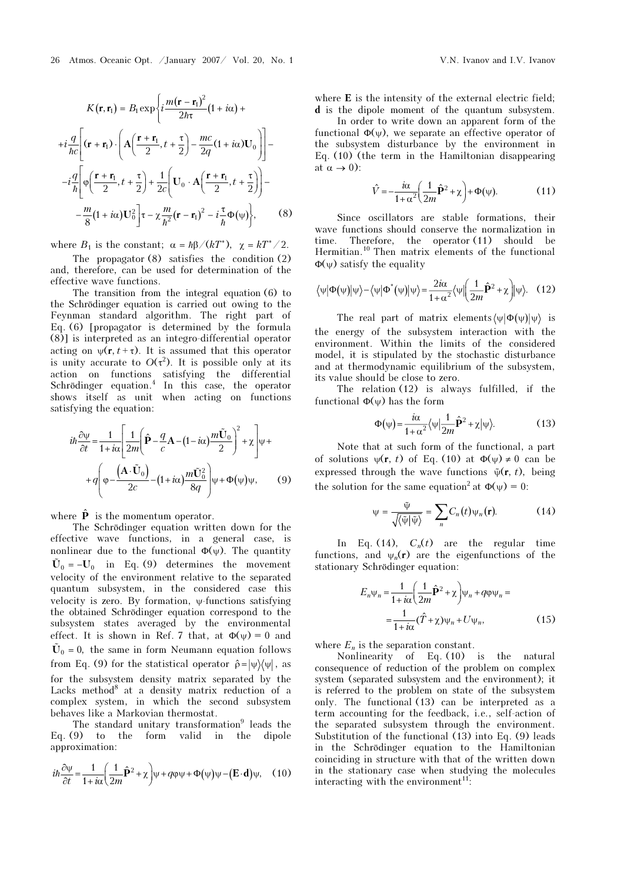$$K(\mathbf{r},\mathbf{r}_1) = B_1 \exp\left\{ i\frac{m(\mathbf{r}-\mathbf{r}_1)^2}{2\hbar\tau}(1+i\alpha) + \right.$$
$$+ i\frac{q}{\hbar c}\left[(\mathbf{r}+\mathbf{r}_1)\cdot\left(\mathbf{A}\left(\frac{\mathbf{r}+\mathbf{r}_1}{2}, t+\frac{\tau}{2}\right) - \frac{mc}{2q}(1+i\alpha)\mathbf{U}_0\right)\right] -$$
$$- i\frac{q}{\hbar}\left[\varphi\left(\frac{\mathbf{r}+\mathbf{r}_1}{2}, t+\frac{\tau}{2}\right) + \frac{1}{2c}\left(\mathbf{U}_0\cdot\mathbf{A}\left(\frac{\mathbf{r}+\mathbf{r}_1}{2}, t+\frac{\tau}{2}\right)\right) - \right.$$
$$\left.\left. - \frac{m}{8}(1+i\alpha)\mathbf{U}_0^2\right]\tau - \chi\frac{m}{\hbar^2}(\mathbf{r}-\mathbf{r}_1)^2 - i\frac{\tau}{\hbar}\Phi(\psi)\right\}, \quad (8)$$

where $B_1$ is the constant; $\alpha = \hbar\beta/(kT^*)$, $\chi = kT^*/2$.

The propagator (8) satisfies the condition (2) and, therefore, can be used for determination of the effective wave functions.

The transition from the integral equation (6) to the Schrödinger equation is carried out owing to the Feynman standard algorithm. The right part of Eq. (6) [propagator is determined by the formula (8)] is interpreted as an integro-differential operator acting on $\psi(\mathbf{r}, t+\tau)$. It is assumed that this operator is unity accurate to $O(\tau^2)$. It is possible only at its action on functions satisfying the differential Schrödinger equation.[4] In this case, the operator shows itself as unit when acting on functions satisfying the equation:

$$i\hbar\frac{\partial\psi}{\partial t} = \frac{1}{1+i\alpha}\left[\frac{1}{2m}\left(\hat{\mathbf{P}} - \frac{q}{c}\mathbf{A} - (1-i\alpha)\frac{m\tilde{\mathbf{U}}_0}{2}\right)^2 + \chi\right]\psi +$$
$$+ q\left(\varphi - \frac{(\mathbf{A}\cdot\tilde{\mathbf{U}}_0)}{2c} - (1+i\alpha)\frac{m\tilde{\mathbf{U}}_0^2}{8q}\right)\psi + \Phi(\psi)\psi, \quad (9)$$

where $\hat{\mathbf{P}}$ is the momentum operator.

The Schrödinger equation written down for the effective wave functions, in a general case, is nonlinear due to the functional $\Phi(\psi)$. The quantity $\tilde{\mathbf{U}}_0 = -\mathbf{U}_0$ in Eq. (9) determines the movement velocity of the environment relative to the separated quantum subsystem, in the considered case this velocity is zero. By formation, $\psi$-functions satisfying the obtained Schrödinger equation correspond to the subsystem states averaged by the environmental effect. It is shown in Ref. 7 that, at $\Phi(\psi) = 0$ and $\tilde{\mathbf{U}}_0 = 0$, the same in form Neumann equation follows from Eq. (9) for the statistical operator $\hat{\rho} = |\psi\rangle\langle\psi|$, as for the subsystem density matrix separated by the Lacks method[8] at a density matrix reduction of a complex system, in which the second subsystem behaves like a Markovian thermostat.

The standard unitary transformation[9] leads the Eq. (9) to the form valid in the dipole approximation:

$$i\hbar\frac{\partial\psi}{\partial t} = \frac{1}{1+i\alpha}\left(\frac{1}{2m}\hat{\mathbf{P}}^2 + \chi\right)\psi + q\varphi\psi + \Phi(\psi)\psi - (\mathbf{E}\cdot\mathbf{d})\psi, \quad (10)$$

where $\mathbf{E}$ is the intensity of the external electric field; $\mathbf{d}$ is the dipole moment of the quantum subsystem.

In order to write down an apparent form of the functional $\Phi(\psi)$, we separate an effective operator of the subsystem disturbance by the environment in Eq. (10) (the term in the Hamiltonian disappearing at $\alpha \to 0$):

$$\hat{V} = -\frac{i\alpha}{1+\alpha^2}\left(\frac{1}{2m}\hat{\mathbf{P}}^2 + \chi\right) + \Phi(\psi). \quad (11)$$

Since oscillators are stable formations, their wave functions should conserve the normalization in time. Therefore, the operator (11) should be Hermitian.[10] Then matrix elements of the functional $\Phi(\psi)$ satisfy the equality

$$\langle\psi|\Phi(\psi)|\psi\rangle - \langle\psi|\Phi^*(\psi)|\psi\rangle = \frac{2i\alpha}{1+\alpha^2}\langle\psi|\left(\frac{1}{2m}\hat{\mathbf{P}}^2 + \chi\right)|\psi\rangle. \quad (12)$$

The real part of matrix elements $\langle\psi|\Phi(\psi)|\psi\rangle$ is the energy of the subsystem interaction with the environment. Within the limits of the considered model, it is stipulated by the stochastic disturbance and at thermodynamic equilibrium of the subsystem, its value should be close to zero.

The relation (12) is always fulfilled, if the functional $\Phi(\psi)$ has the form

$$\Phi(\psi) = \frac{i\alpha}{1+\alpha^2}\langle\psi|\frac{1}{2m}\hat{\mathbf{P}}^2 + \chi|\psi\rangle. \quad (13)$$

Note that at such form of the functional, a part of solutions $\psi(\mathbf{r}, t)$ of Eq. (10) at $\Phi(\psi) \neq 0$ can be expressed through the wave functions $\tilde{\psi}(\mathbf{r}, t)$, being the solution for the same equation[2] at $\Phi(\psi) = 0$:

$$\psi = \frac{\tilde{\psi}}{\sqrt{\langle\tilde{\psi}|\tilde{\psi}\rangle}} = \sum_n C_n(t)\psi_n(\mathbf{r}). \quad (14)$$

In Eq. (14), $C_n(t)$ are the regular time functions, and $\psi_n(\mathbf{r})$ are the eigenfunctions of the stationary Schrödinger equation:

$$E_n\psi_n = \frac{1}{1+i\alpha}\left(\frac{1}{2m}\hat{\mathbf{P}}^2 + \chi\right)\psi_n + q\varphi\psi_n =$$
$$= \frac{1}{1+i\alpha}(\hat{T} + \chi)\psi_n + U\psi_n, \quad (15)$$

where $E_n$ is the separation constant.

Nonlinearity of Eq. (10) is the natural consequence of reduction of the problem on complex system (separated subsystem and the environment); it is referred to the problem on state of the subsystem only. The functional (13) can be interpreted as a term accounting for the feedback, i.e., self-action of the separated subsystem through the environment. Substitution of the functional (13) into Eq. (9) leads in the Schrödinger equation to the Hamiltonian coinciding in structure with that of the written down in the stationary case when studying the molecules interacting with the environment[11]: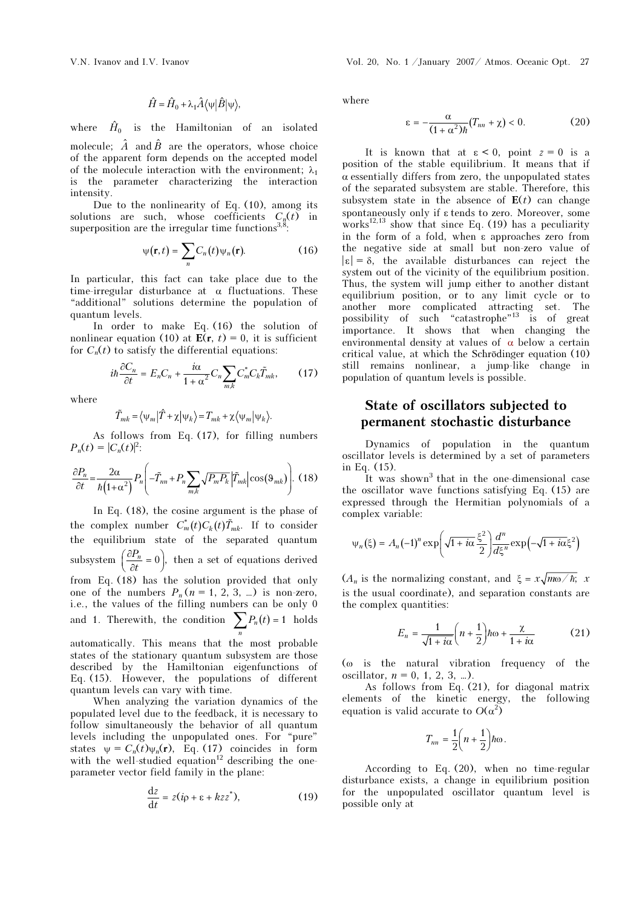$$\hat{H} = \hat{H}_0 + \lambda_1 \hat{A} \langle \psi | \hat{B} | \psi \rangle,$$

where $\hat{H}_0$ is the Hamiltonian of an isolated molecule; $\hat{A}$ and $\hat{B}$ are the operators, whose choice of the apparent form depends on the accepted model of the molecule interaction with the environment; $\lambda_1$ is the parameter characterizing the interaction intensity.

Due to the nonlinearity of Eq. (10), among its solutions are such, whose coefficients $C_n(t)$ in superposition are the irregular time functions[3,8]:

$$\psi(\mathbf{r}, t) = \sum_n C_n(t) \psi_n(\mathbf{r}). \tag{16}$$

In particular, this fact can take place due to the time-irregular disturbance at $\alpha$ fluctuations. These "additional" solutions determine the population of quantum levels.

In order to make Eq. (16) the solution of nonlinear equation (10) at $\mathbf{E}(\mathbf{r}, t) = 0$, it is sufficient for $C_n(t)$ to satisfy the differential equations:

$$i\hbar \frac{\partial C_n}{\partial t} = E_n C_n + \frac{i\alpha}{1+\alpha^2} C_n \sum_{m,k} C_m^* C_k \tilde{T}_{mk}, \tag{17}$$

where

$$\tilde{T}_{mk} = \langle \psi_m | \hat{T} + \chi | \psi_k \rangle = T_{mk} + \chi \langle \psi_m | \psi_k \rangle.$$

As follows from Eq. (17), for filling numbers $P_n(t) = |C_n(t)|^2$:

$$\frac{\partial P_n}{\partial t} = \frac{2\alpha}{\hbar(1+\alpha^2)} P_n \left( -\tilde{T}_{nn} + P_n \sum_{m,k} \sqrt{P_m P_k} \left| \tilde{T}_{mk} \right| \cos(\vartheta_{mk}) \right). \tag{18}$$

In Eq. (18), the cosine argument is the phase of the complex number $C_m^*(t) C_k(t) \tilde{T}_{mk}$. If to consider the equilibrium state of the separated quantum subsystem $\left( \frac{\partial P_n}{\partial t} = 0 \right)$, then a set of equations derived from Eq. (18) has the solution provided that only one of the numbers $P_n$ ($n = 1, 2, 3, \ldots$) is non-zero, i.e., the values of the filling numbers can be only 0 and 1. Therewith, the condition $\sum_n P_n(t) = 1$ holds automatically. This means that the most probable states of the stationary quantum subsystem are those described by the Hamiltonian eigenfunctions of Eq. (15). However, the populations of different quantum levels can vary with time.

When analyzing the variation dynamics of the populated level due to the feedback, it is necessary to follow simultaneously the behavior of all quantum levels including the unpopulated ones. For "pure" states $\psi = C_n(t)\psi_n(\mathbf{r})$, Eq. (17) coincides in form with the well-studied equation[12] describing the one-parameter vector field family in the plane:

$$\frac{dz}{dt} = z(i\rho + \varepsilon + kzz^*), \tag{19}$$

where

$$\varepsilon = -\frac{\alpha}{(1+\alpha^2)\hbar}(T_{nn} + \chi) < 0. \tag{20}$$

It is known that at $\varepsilon < 0$, point $z = 0$ is a position of the stable equilibrium. It means that if $\alpha$ essentially differs from zero, the unpopulated states of the separated subsystem are stable. Therefore, this subsystem state in the absence of $\mathbf{E}(t)$ can change spontaneously only if $\varepsilon$ tends to zero. Moreover, some works[12,13] show that since Eq. (19) has a peculiarity in the form of a fold, when $\varepsilon$ approaches zero from the negative side at small but non-zero value of $|\varepsilon| = \delta$, the available disturbances can reject the system out of the vicinity of the equilibrium position. Thus, the system will jump either to another distant equilibrium position, or to any limit cycle or to another more complicated attracting set. The possibility of such "catastrophe"[13] is of great importance. It shows that when changing the environmental density at values of $\alpha$ below a certain critical value, at which the Schrödinger equation (10) still remains nonlinear, a jump-like change in population of quantum levels is possible.

## State of oscillators subjected to permanent stochastic disturbance

Dynamics of population in the quantum oscillator levels is determined by a set of parameters in Eq. (15).

It was shown[3] that in the one-dimensional case the oscillator wave functions satisfying Eq. (15) are expressed through the Hermitian polynomials of a complex variable:

$$\psi_n(\xi) = A_n(-1)^n \exp\left( \sqrt{1+i\alpha} \frac{\xi^2}{2} \right) \frac{d^n}{d\xi^n} \exp\left( -\sqrt{1+i\alpha}\, \xi^2 \right)$$

($A_n$ is the normalizing constant, and $\xi = x\sqrt{m\omega/\hbar}$; $x$ is the usual coordinate), and separation constants are the complex quantities:

$$E_n = \frac{1}{\sqrt{1+i\alpha}} \left( n + \frac{1}{2} \right) \hbar\omega + \frac{\chi}{1+i\alpha} \tag{21}$$

($\omega$ is the natural vibration frequency of the oscillator, $n = 0, 1, 2, 3, \ldots$).

As follows from Eq. (21), for diagonal matrix elements of the kinetic energy, the following equation is valid accurate to $O(\alpha^2)$

$$T_{nn} = \frac{1}{2} \left( n + \frac{1}{2} \right) \hbar\omega.$$

According to Eq. (20), when no time-regular disturbance exists, a change in equilibrium position for the unpopulated oscillator quantum level is possible only at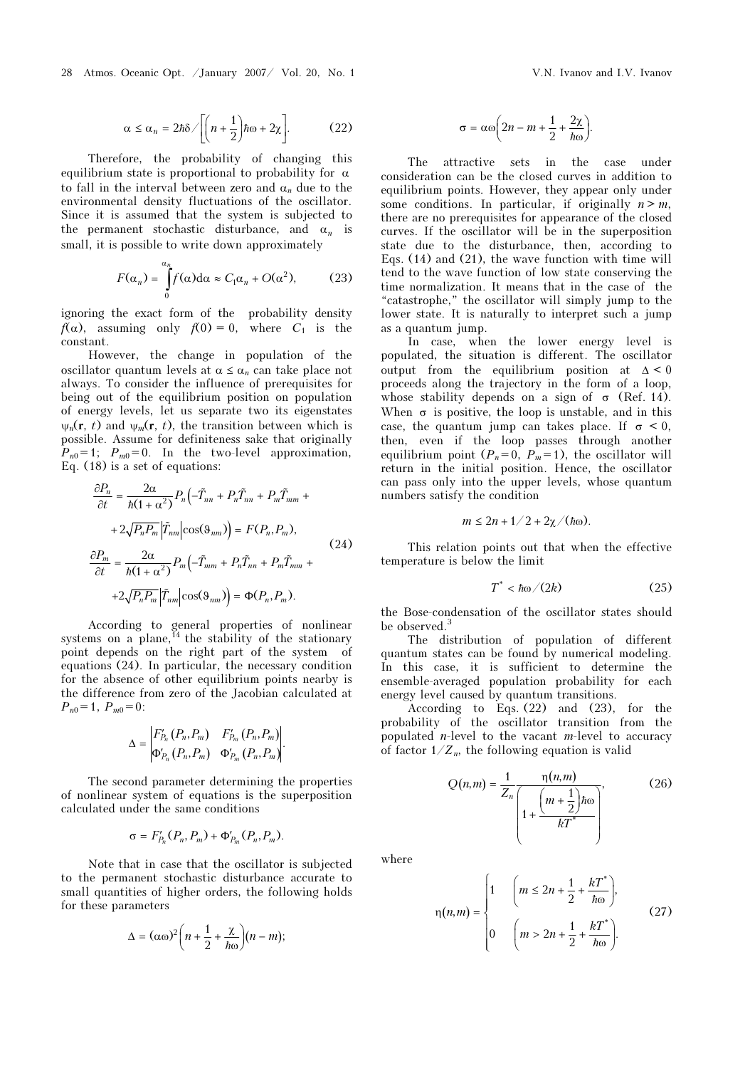$$\alpha \le \alpha_n = 2\hbar\delta \Big/ \left[\left(n + \frac{1}{2}\right)\hbar\omega + 2\chi\right]. \qquad (22)$$

Therefore, the probability of changing this equilibrium state is proportional to probability for $\alpha$ to fall in the interval between zero and $\alpha_n$ due to the environmental density fluctuations of the oscillator. Since it is assumed that the system is subjected to the permanent stochastic disturbance, and $\alpha_n$ is small, it is possible to write down approximately

$$F(\alpha_n) = \int_0^{\alpha_n} f(\alpha)\mathrm{d}\alpha \approx C_1\alpha_n + O(\alpha^2), \qquad (23)$$

ignoring the exact form of the probability density $f(\alpha)$, assuming only $f(0) = 0$, where $C_1$ is the constant.

However, the change in population of the oscillator quantum levels at $\alpha \le \alpha_n$ can take place not always. To consider the influence of prerequisites for being out of the equilibrium position on population of energy levels, let us separate two its eigenstates $\psi_n(\mathbf{r}, t)$ and $\psi_m(\mathbf{r}, t)$, the transition between which is possible. Assume for definiteness sake that originally $P_{n0} = 1$; $P_{m0} = 0$. In the two-level approximation, Eq. (18) is a set of equations:

$$\begin{aligned}
\frac{\partial P_n}{\partial t} &= \frac{2\alpha}{\hbar(1+\alpha^2)} P_n\Big(-\tilde{T}_{nn} + P_n\tilde{T}_{nn} + P_m\tilde{T}_{mm} + \\
&\quad + 2\sqrt{P_nP_m}\left|\tilde{T}_{nm}\right|\cos(\vartheta_{nm})\Big) = F(P_n, P_m), \\
\frac{\partial P_m}{\partial t} &= \frac{2\alpha}{\hbar(1+\alpha^2)} P_m\Big(-\tilde{T}_{mm} + P_n\tilde{T}_{nn} + P_m\tilde{T}_{mm} + \\
&\quad + 2\sqrt{P_nP_m}\left|\tilde{T}_{nm}\right|\cos(\vartheta_{nm})\Big) = \Phi(P_n, P_m).
\end{aligned} \qquad (24)$$

According to general properties of nonlinear systems on a plane,[14] the stability of the stationary point depends on the right part of the system of equations (24). In particular, the necessary condition for the absence of other equilibrium points nearby is the difference from zero of the Jacobian calculated at $P_{n0} = 1$, $P_{m0} = 0$:

$$\Delta = \begin{vmatrix} F'_{P_n}(P_n, P_m) & F'_{P_m}(P_n, P_m) \\ \Phi'_{P_n}(P_n, P_m) & \Phi'_{P_m}(P_n, P_m) \end{vmatrix}.$$

The second parameter determining the properties of nonlinear system of equations is the superposition calculated under the same conditions

$$\sigma = F'_{P_n}(P_n, P_m) + \Phi'_{P_m}(P_n, P_m).$$

Note that in case that the oscillator is subjected to the permanent stochastic disturbance accurate to small quantities of higher orders, the following holds for these parameters

$$\Delta = (\alpha\omega)^2\left(n + \frac{1}{2} + \frac{\chi}{\hbar\omega}\right)(n - m);$$

$$\sigma = \alpha\omega\left(2n - m + \frac{1}{2} + \frac{2\chi}{\hbar\omega}\right).$$

The attractive sets in the case under consideration can be the closed curves in addition to equilibrium points. However, they appear only under some conditions. In particular, if originally $n > m$, there are no prerequisites for appearance of the closed curves. If the oscillator will be in the superposition state due to the disturbance, then, according to Eqs. (14) and (21), the wave function with time will tend to the wave function of low state conserving the time normalization. It means that in the case of the "catastrophe," the oscillator will simply jump to the lower state. It is naturally to interpret such a jump as a quantum jump.

In case, when the lower energy level is populated, the situation is different. The oscillator output from the equilibrium position at $\Delta < 0$ proceeds along the trajectory in the form of a loop, whose stability depends on a sign of $\sigma$ (Ref. 14). When $\sigma$ is positive, the loop is unstable, and in this case, the quantum jump can takes place. If $\sigma < 0$, then, even if the loop passes through another equilibrium point ($P_n = 0$, $P_m = 1$), the oscillator will return in the initial position. Hence, the oscillator can pass only into the upper levels, whose quantum numbers satisfy the condition

$$m \le 2n + 1/2 + 2\chi/(\hbar\omega).$$

This relation points out that when the effective temperature is below the limit

$$T^* < \hbar\omega/(2k) \qquad (25)$$

the Bose-condensation of the oscillator states should be observed.[3]

The distribution of population of different quantum states can be found by numerical modeling. In this case, it is sufficient to determine the ensemble-averaged population probability for each energy level caused by quantum transitions.

According to Eqs. (22) and (23), for the probability of the oscillator transition from the populated $n$-level to the vacant $m$-level to accuracy of factor $1/Z_n$, the following equation is valid

$$Q(n,m) = \frac{1}{Z_n}\frac{\eta(n,m)}{\left(1 + \dfrac{\left(m + \frac{1}{2}\right)\hbar\omega}{kT^*}\right)}, \qquad (26)$$

where

$$\eta(n,m) = \begin{cases} 1 & \left(m \le 2n + \dfrac{1}{2} + \dfrac{kT^*}{\hbar\omega}\right), \\[2ex] 0 & \left(m > 2n + \dfrac{1}{2} + \dfrac{kT^*}{\hbar\omega}\right). \end{cases} \qquad (27)$$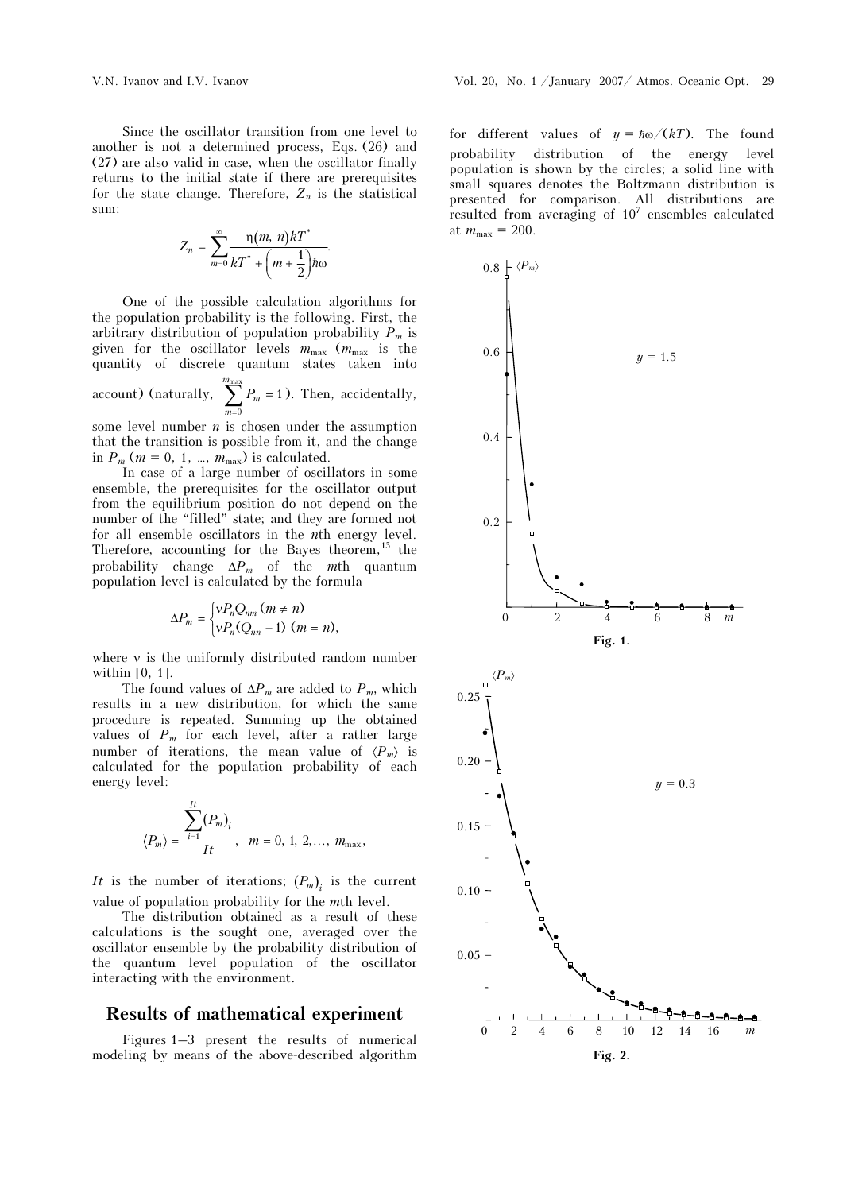Since the oscillator transition from one level to another is not a determined process, Eqs. (26) and (27) are also valid in case, when the oscillator finally returns to the initial state if there are prerequisites for the state change. Therefore, $Z_n$ is the statistical sum:

$$Z_n = \sum_{m=0}^{\infty} \frac{\eta(m, n) kT^*}{kT^* + \left(m + \frac{1}{2}\right)\hbar\omega}.$$

One of the possible calculation algorithms for the population probability is the following. First, the arbitrary distribution of population probability $P_m$ is given for the oscillator levels $m_{\max}$ ($m_{\max}$ is the quantity of discrete quantum states taken into account) (naturally, $\sum_{m=0}^{m_{\max}} P_m = 1$). Then, accidentally, some level number $n$ is chosen under the assumption that the transition is possible from it, and the change in $P_m$ ($m = 0, 1, \ldots, m_{\max}$) is calculated.

In case of a large number of oscillators in some ensemble, the prerequisites for the oscillator output from the equilibrium position do not depend on the number of the "filled" state; and they are formed not for all ensemble oscillators in the $n$th energy level. Therefore, accounting for the Bayes theorem,[15] the probability change $\Delta P_m$ of the $m$th quantum population level is calculated by the formula

$$\Delta P_m = \begin{cases} \nu P_n Q_{nm} \ (m \neq n) \\ \nu P_n (Q_{nn} - 1) \ (m = n), \end{cases}$$

where $\nu$ is the uniformly distributed random number within [0, 1].

The found values of $\Delta P_m$ are added to $P_m$, which results in a new distribution, for which the same procedure is repeated. Summing up the obtained values of $P_m$ for each level, after a rather large number of iterations, the mean value of $\langle P_m \rangle$ is calculated for the population probability of each energy level:

$$\langle P_m \rangle = \frac{\sum_{i=1}^{It} (P_m)_i}{It}, \quad m = 0, 1, 2, \ldots, m_{\max},$$

$It$ is the number of iterations; $(P_m)_i$ is the current value of population probability for the $m$th level.

The distribution obtained as a result of these calculations is the sought one, averaged over the oscillator ensemble by the probability distribution of the quantum level population of the oscillator interacting with the environment.

## Results of mathematical experiment

Figures 1–3 present the results of numerical modeling by means of the above-described algorithm for different values of $y = \hbar\omega/(kT)$. The found probability distribution of the energy level population is shown by the circles; a solid line with small squares denotes the Boltzmann distribution is presented for comparison. All distributions are resulted from averaging of $10^7$ ensembles calculated at $m_{\max} = 200$.

**Fig. 1.**

**Fig. 2.**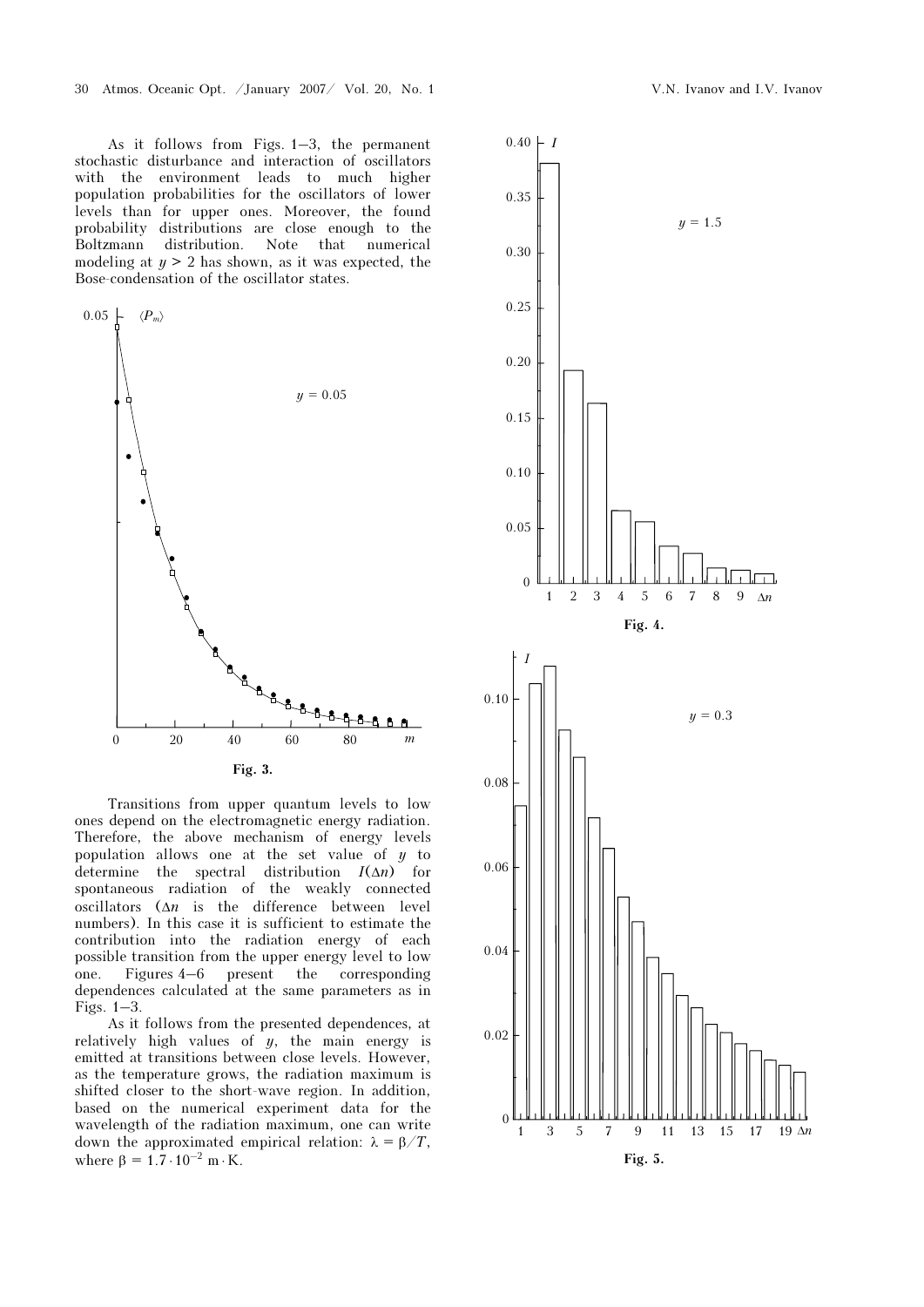As it follows from Figs. 1–3, the permanent stochastic disturbance and interaction of oscillators with the environment leads to much higher population probabilities for the oscillators of lower levels than for upper ones. Moreover, the found probability distributions are close enough to the Boltzmann distribution. Note that numerical modeling at $y > 2$ has shown, as it was expected, the Bose-condensation of the oscillator states.

Fig. 3.

Transitions from upper quantum levels to low ones depend on the electromagnetic energy radiation. Therefore, the above mechanism of energy levels population allows one at the set value of $y$ to determine the spectral distribution $I(\Delta n)$ for spontaneous radiation of the weakly connected oscillators ($\Delta n$ is the difference between level numbers). In this case it is sufficient to estimate the contribution into the radiation energy of each possible transition from the upper energy level to low one. Figures 4–6 present the corresponding dependences calculated at the same parameters as in Figs. 1–3.

As it follows from the presented dependences, at relatively high values of $y$, the main energy is emitted at transitions between close levels. However, as the temperature grows, the radiation maximum is shifted closer to the short-wave region. In addition, based on the numerical experiment data for the wavelength of the radiation maximum, one can write down the approximated empirical relation: $\lambda = \beta/T$, where $\beta = 1.7 \cdot 10^{-2}$ m·K.

Fig. 4.

Fig. 5.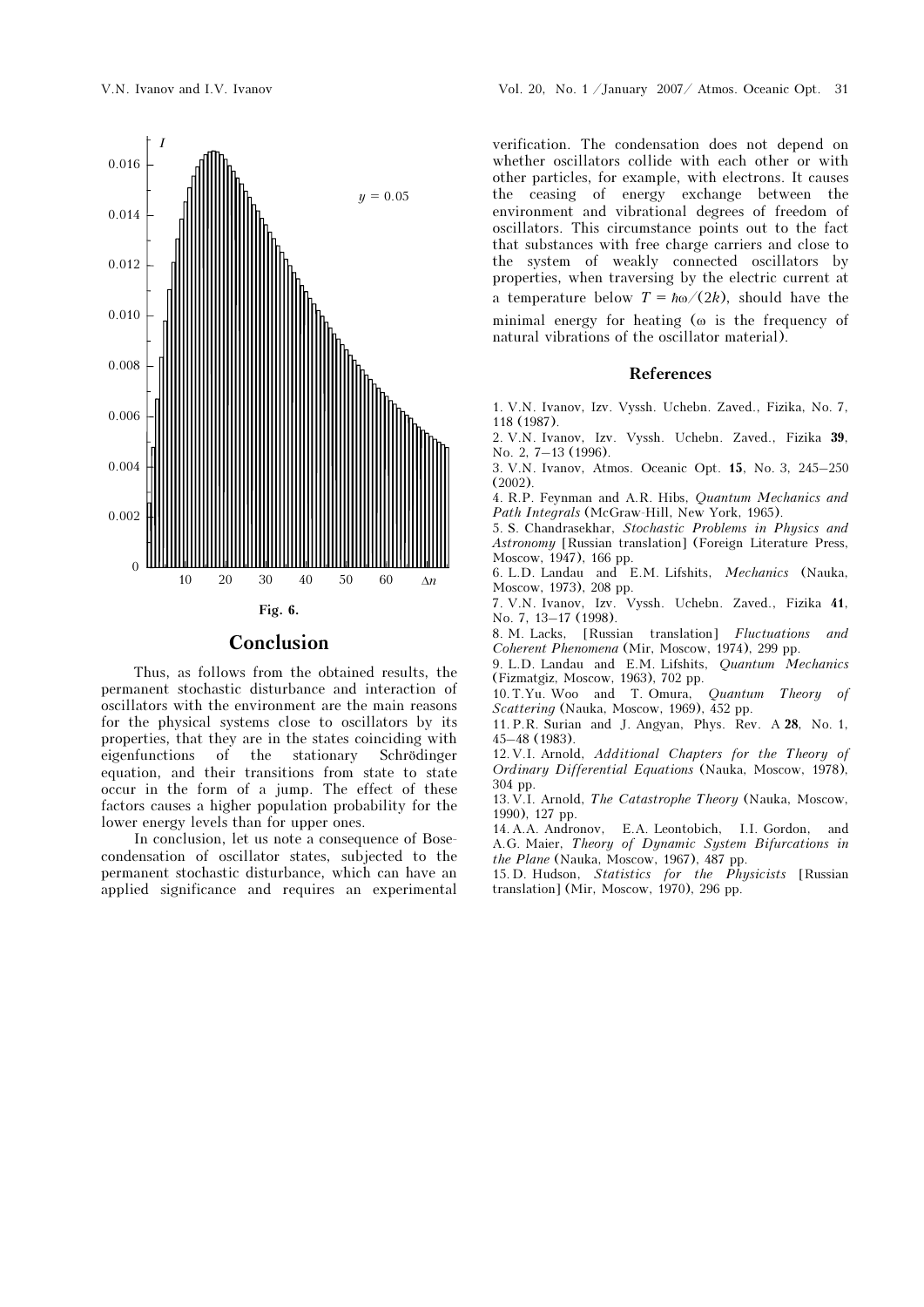I

0.016

0.014

0.012

0.010

0.008

0.006

0.004

0.002

0

10 20 30 40 50 60 $\Delta n$

$y = 0.05$

**Fig. 6.**

## Conclusion

Thus, as follows from the obtained results, the permanent stochastic disturbance and interaction of oscillators with the environment are the main reasons for the physical systems close to oscillators by its properties, that they are in the states coinciding with eigenfunctions of the stationary Schrödinger equation, and their transitions from state to state occur in the form of a jump. The effect of these factors causes a higher population probability for the lower energy levels than for upper ones.

In conclusion, let us note a consequence of Bose-condensation of oscillator states, subjected to the permanent stochastic disturbance, which can have an applied significance and requires an experimental verification. The condensation does not depend on whether oscillators collide with each other or with other particles, for example, with electrons. It causes the ceasing of energy exchange between the environment and vibrational degrees of freedom of oscillators. This circumstance points out to the fact that substances with free charge carriers and close to the system of weakly connected oscillators by properties, when traversing by the electric current at a temperature below $T = \hbar\omega/(2k)$, should have the minimal energy for heating ($\omega$ is the frequency of natural vibrations of the oscillator material).

## References

1. V.N. Ivanov, Izv. Vyssh. Uchebn. Zaved., Fizika, No. 7, 118 (1987).
2. V.N. Ivanov, Izv. Vyssh. Uchebn. Zaved., Fizika **39**, No. 2, 7–13 (1996).
3. V.N. Ivanov, Atmos. Oceanic Opt. **15**, No. 3, 245–250 (2002).
4. R.P. Feynman and A.R. Hibs, *Quantum Mechanics and Path Integrals* (McGraw-Hill, New York, 1965).
5. S. Chandrasekhar, *Stochastic Problems in Physics and Astronomy* [Russian translation] (Foreign Literature Press, Moscow, 1947), 166 pp.
6. L.D. Landau and E.M. Lifshits, *Mechanics* (Nauka, Moscow, 1973), 208 pp.
7. V.N. Ivanov, Izv. Vyssh. Uchebn. Zaved., Fizika **41**, No. 7, 13–17 (1998).
8. M. Lacks, [Russian translation] *Fluctuations and Coherent Phenomena* (Mir, Moscow, 1974), 299 pp.
9. L.D. Landau and E.M. Lifshits, *Quantum Mechanics* (Fizmatgiz, Moscow, 1963), 702 pp.
10. T.Yu. Woo and T. Omura, *Quantum Theory of Scattering* (Nauka, Moscow, 1969), 452 pp.
11. P.R. Surian and J. Angyan, Phys. Rev. A **28**, No. 1, 45–48 (1983).
12. V.I. Arnold, *Additional Chapters for the Theory of Ordinary Differential Equations* (Nauka, Moscow, 1978), 304 pp.
13. V.I. Arnold, *The Catastrophe Theory* (Nauka, Moscow, 1990), 127 pp.
14. A.A. Andronov, E.A. Leontobich, I.I. Gordon, and A.G. Maier, *Theory of Dynamic System Bifurcations in the Plane* (Nauka, Moscow, 1967), 487 pp.
15. D. Hudson, *Statistics for the Physicists* [Russian translation] (Mir, Moscow, 1970), 296 pp.